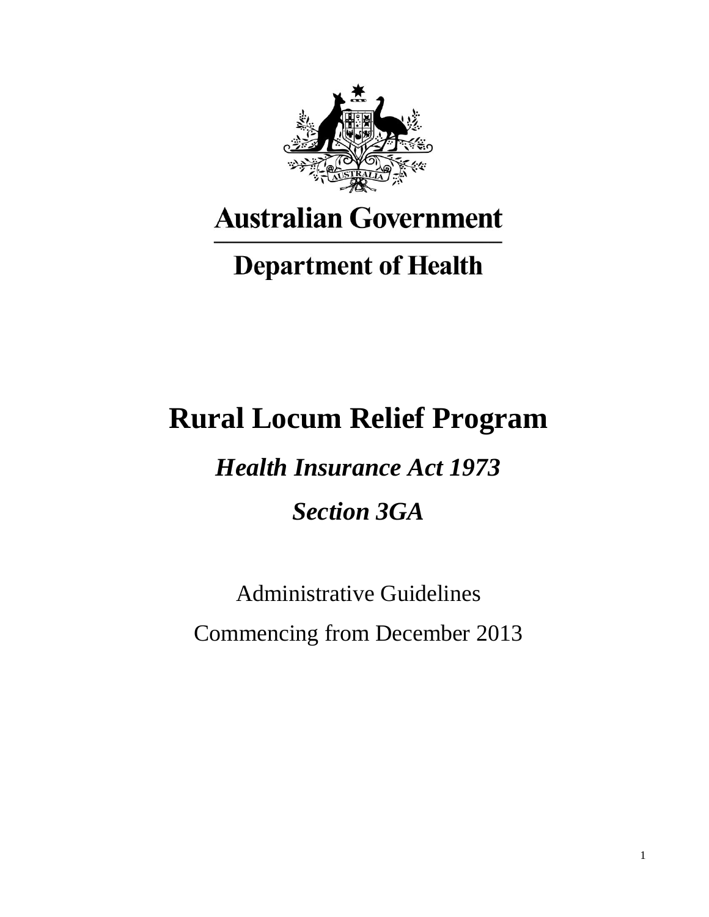Australian Government

Department of Health

# Rural Locum Relief Program

## *Health Insurance Act 1973*

## *Section 3GA*

Administrative Guidelines

Commencing from December 2013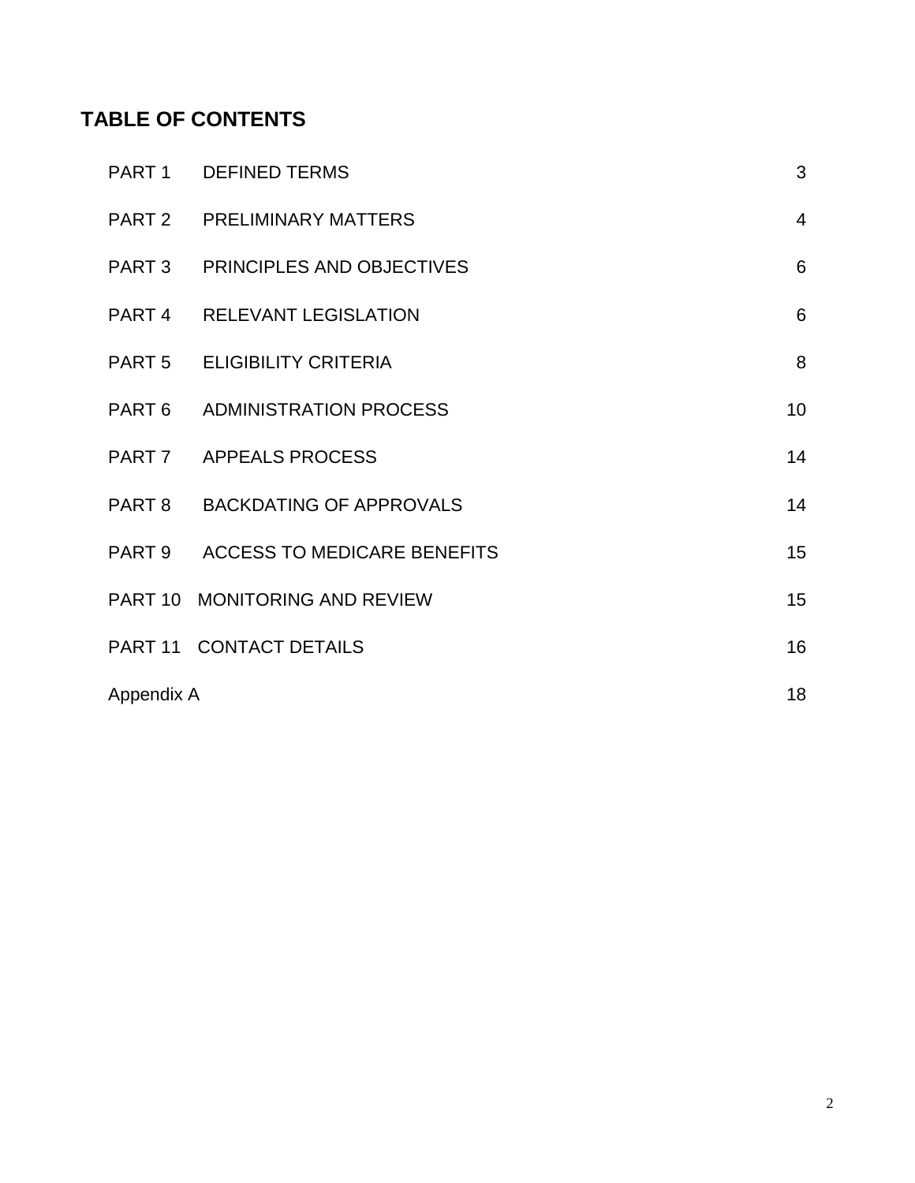## TABLE OF CONTENTS

| | | |
|---|---|---|
| PART 1 | DEFINED TERMS | 3 |
| PART 2 | PRELIMINARY MATTERS | 4 |
| PART 3 | PRINCIPLES AND OBJECTIVES | 6 |
| PART 4 | RELEVANT LEGISLATION | 6 |
| PART 5 | ELIGIBILITY CRITERIA | 8 |
| PART 6 | ADMINISTRATION PROCESS | 10 |
| PART 7 | APPEALS PROCESS | 14 |
| PART 8 | BACKDATING OF APPROVALS | 14 |
| PART 9 | ACCESS TO MEDICARE BENEFITS | 15 |
| PART 10 | MONITORING AND REVIEW | 15 |
| PART 11 | CONTACT DETAILS | 16 |
| Appendix A | | 18 |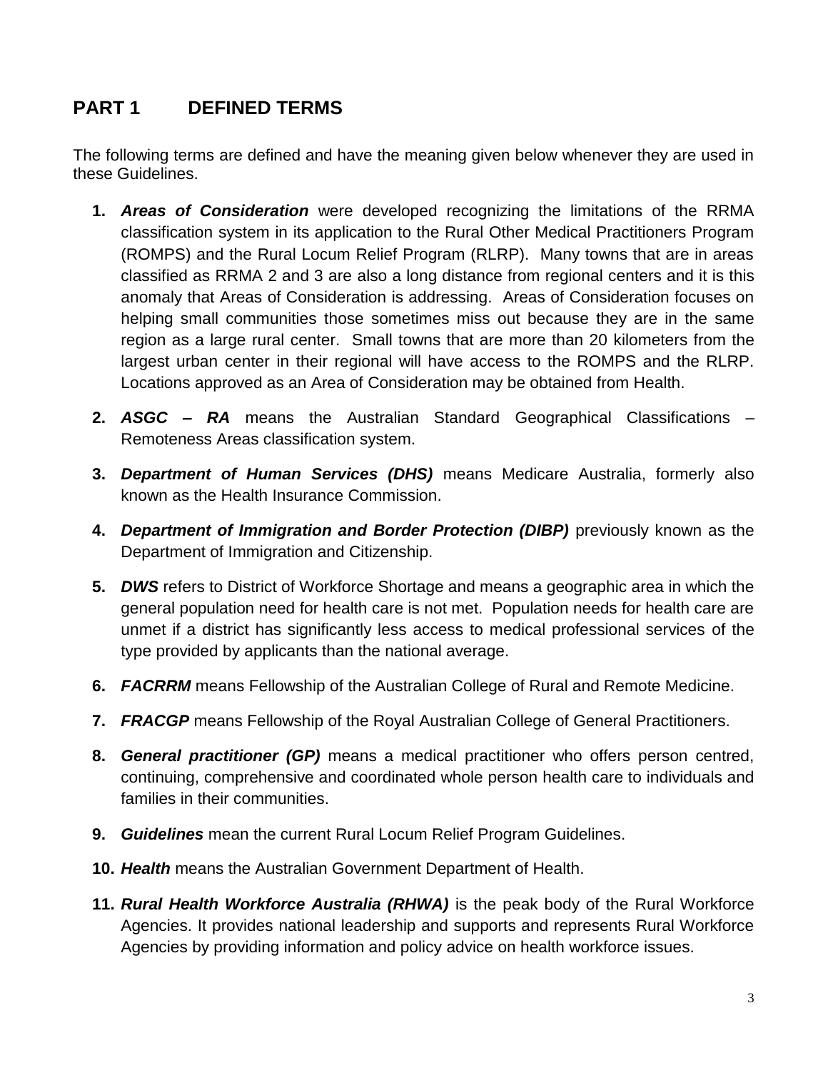## PART 1 DEFINED TERMS

The following terms are defined and have the meaning given below whenever they are used in these Guidelines.

1. ***Areas of Consideration*** were developed recognizing the limitations of the RRMA classification system in its application to the Rural Other Medical Practitioners Program (ROMPS) and the Rural Locum Relief Program (RLRP). Many towns that are in areas classified as RRMA 2 and 3 are also a long distance from regional centers and it is this anomaly that Areas of Consideration is addressing. Areas of Consideration focuses on helping small communities those sometimes miss out because they are in the same region as a large rural center. Small towns that are more than 20 kilometers from the largest urban center in their regional will have access to the ROMPS and the RLRP. Locations approved as an Area of Consideration may be obtained from Health.

2. ***ASGC – RA*** means the Australian Standard Geographical Classifications – Remoteness Areas classification system.

3. ***Department of Human Services (DHS)*** means Medicare Australia, formerly also known as the Health Insurance Commission.

4. ***Department of Immigration and Border Protection (DIBP)*** previously known as the Department of Immigration and Citizenship.

5. ***DWS*** refers to District of Workforce Shortage and means a geographic area in which the general population need for health care is not met. Population needs for health care are unmet if a district has significantly less access to medical professional services of the type provided by applicants than the national average.

6. ***FACRRM*** means Fellowship of the Australian College of Rural and Remote Medicine.

7. ***FRACGP*** means Fellowship of the Royal Australian College of General Practitioners.

8. ***General practitioner (GP)*** means a medical practitioner who offers person centred, continuing, comprehensive and coordinated whole person health care to individuals and families in their communities.

9. ***Guidelines*** mean the current Rural Locum Relief Program Guidelines.

10. ***Health*** means the Australian Government Department of Health.

11. ***Rural Health Workforce Australia (RHWA)*** is the peak body of the Rural Workforce Agencies. It provides national leadership and supports and represents Rural Workforce Agencies by providing information and policy advice on health workforce issues.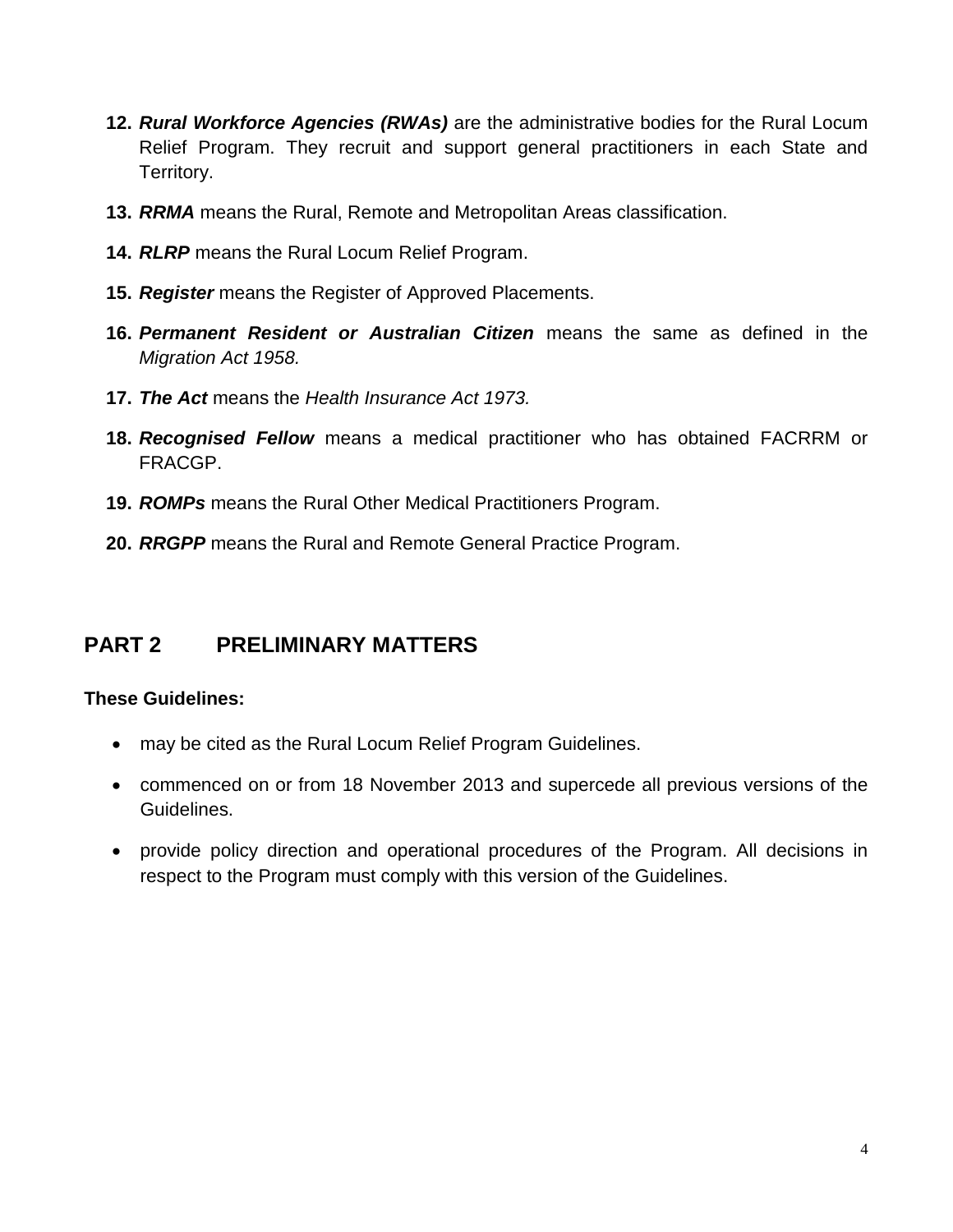12. ***Rural Workforce Agencies (RWAs)*** are the administrative bodies for the Rural Locum Relief Program. They recruit and support general practitioners in each State and Territory.

13. ***RRMA*** means the Rural, Remote and Metropolitan Areas classification.

14. ***RLRP*** means the Rural Locum Relief Program.

15. ***Register*** means the Register of Approved Placements.

16. ***Permanent Resident or Australian Citizen*** means the same as defined in the *Migration Act 1958.*

17. ***The Act*** means the *Health Insurance Act 1973.*

18. ***Recognised Fellow*** means a medical practitioner who has obtained FACRRM or FRACGP.

19. ***ROMPs*** means the Rural Other Medical Practitioners Program.

20. ***RRGPP*** means the Rural and Remote General Practice Program.

## PART 2 PRELIMINARY MATTERS

**These Guidelines:**

- may be cited as the Rural Locum Relief Program Guidelines.
- commenced on or from 18 November 2013 and supercede all previous versions of the Guidelines.
- provide policy direction and operational procedures of the Program. All decisions in respect to the Program must comply with this version of the Guidelines.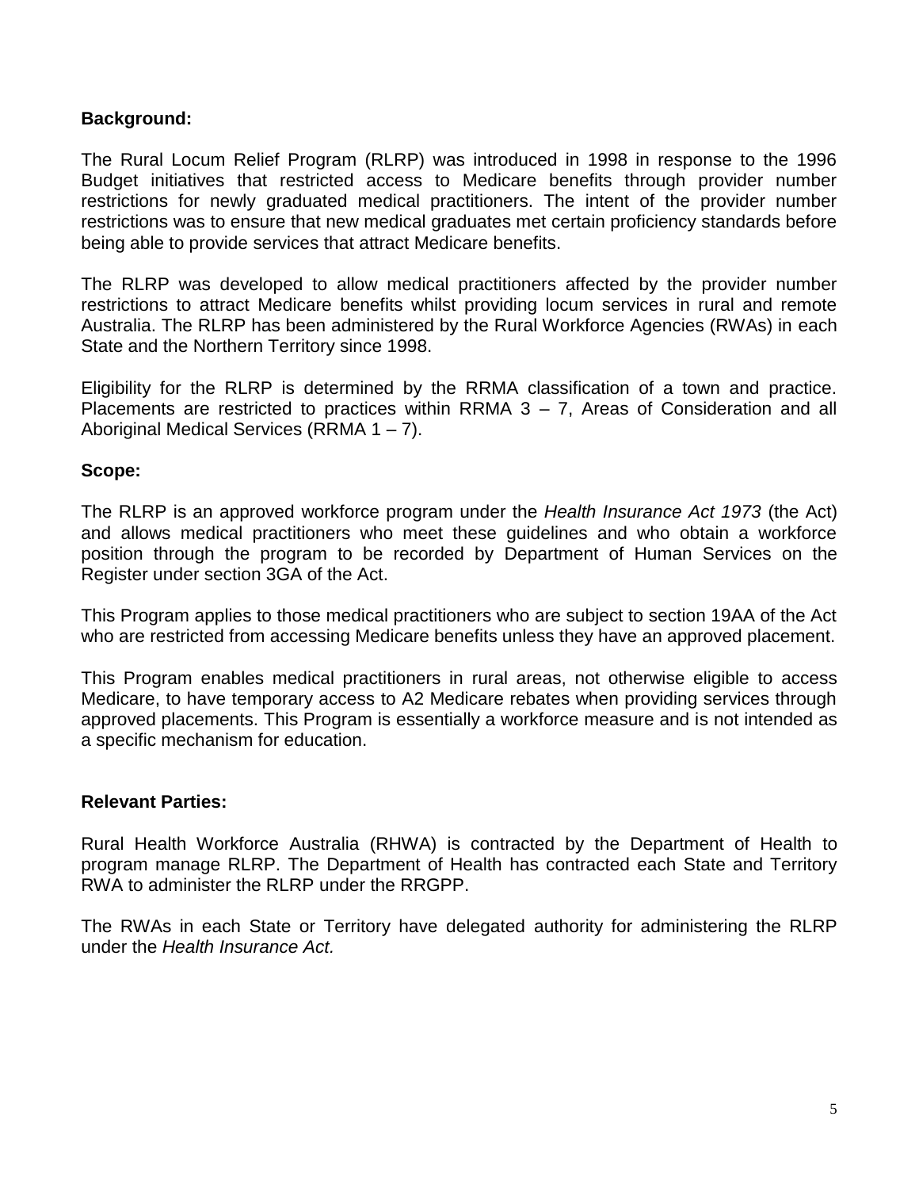**Background:**

The Rural Locum Relief Program (RLRP) was introduced in 1998 in response to the 1996 Budget initiatives that restricted access to Medicare benefits through provider number restrictions for newly graduated medical practitioners. The intent of the provider number restrictions was to ensure that new medical graduates met certain proficiency standards before being able to provide services that attract Medicare benefits.

The RLRP was developed to allow medical practitioners affected by the provider number restrictions to attract Medicare benefits whilst providing locum services in rural and remote Australia. The RLRP has been administered by the Rural Workforce Agencies (RWAs) in each State and the Northern Territory since 1998.

Eligibility for the RLRP is determined by the RRMA classification of a town and practice. Placements are restricted to practices within RRMA 3 – 7, Areas of Consideration and all Aboriginal Medical Services (RRMA 1 – 7).

**Scope:**

The RLRP is an approved workforce program under the *Health Insurance Act 1973* (the Act) and allows medical practitioners who meet these guidelines and who obtain a workforce position through the program to be recorded by Department of Human Services on the Register under section 3GA of the Act.

This Program applies to those medical practitioners who are subject to section 19AA of the Act who are restricted from accessing Medicare benefits unless they have an approved placement.

This Program enables medical practitioners in rural areas, not otherwise eligible to access Medicare, to have temporary access to A2 Medicare rebates when providing services through approved placements. This Program is essentially a workforce measure and is not intended as a specific mechanism for education.

**Relevant Parties:**

Rural Health Workforce Australia (RHWA) is contracted by the Department of Health to program manage RLRP. The Department of Health has contracted each State and Territory RWA to administer the RLRP under the RRGPP.

The RWAs in each State or Territory have delegated authority for administering the RLRP under the *Health Insurance Act.*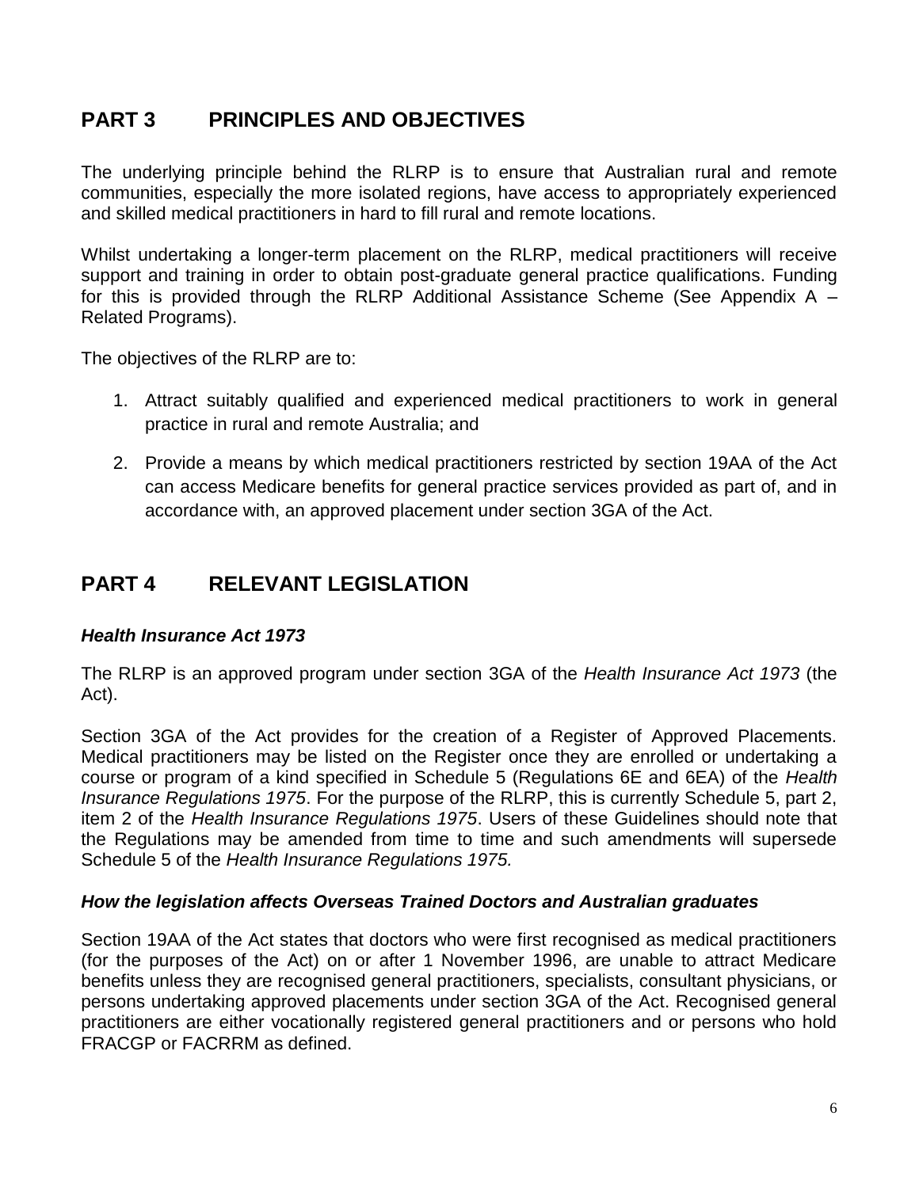## PART 3 PRINCIPLES AND OBJECTIVES

The underlying principle behind the RLRP is to ensure that Australian rural and remote communities, especially the more isolated regions, have access to appropriately experienced and skilled medical practitioners in hard to fill rural and remote locations.

Whilst undertaking a longer-term placement on the RLRP, medical practitioners will receive support and training in order to obtain post-graduate general practice qualifications. Funding for this is provided through the RLRP Additional Assistance Scheme (See Appendix A – Related Programs).

The objectives of the RLRP are to:

1. Attract suitably qualified and experienced medical practitioners to work in general practice in rural and remote Australia; and
2. Provide a means by which medical practitioners restricted by section 19AA of the Act can access Medicare benefits for general practice services provided as part of, and in accordance with, an approved placement under section 3GA of the Act.

## PART 4 RELEVANT LEGISLATION

### *Health Insurance Act 1973*

The RLRP is an approved program under section 3GA of the *Health Insurance Act 1973* (the Act).

Section 3GA of the Act provides for the creation of a Register of Approved Placements. Medical practitioners may be listed on the Register once they are enrolled or undertaking a course or program of a kind specified in Schedule 5 (Regulations 6E and 6EA) of the *Health Insurance Regulations 1975*. For the purpose of the RLRP, this is currently Schedule 5, part 2, item 2 of the *Health Insurance Regulations 1975*. Users of these Guidelines should note that the Regulations may be amended from time to time and such amendments will supersede Schedule 5 of the *Health Insurance Regulations 1975.*

### *How the legislation affects Overseas Trained Doctors and Australian graduates*

Section 19AA of the Act states that doctors who were first recognised as medical practitioners (for the purposes of the Act) on or after 1 November 1996, are unable to attract Medicare benefits unless they are recognised general practitioners, specialists, consultant physicians, or persons undertaking approved placements under section 3GA of the Act. Recognised general practitioners are either vocationally registered general practitioners and or persons who hold FRACGP or FACRRM as defined.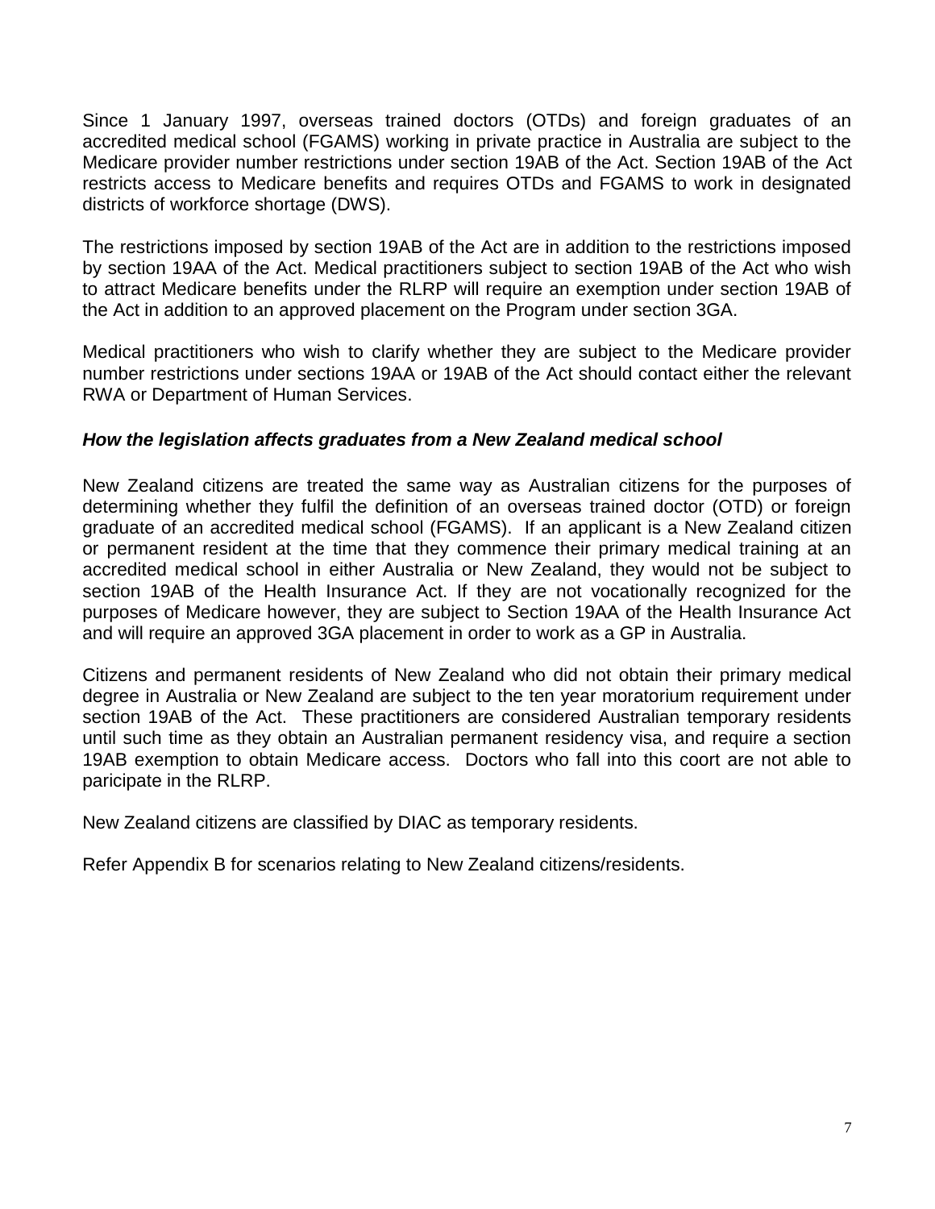Since 1 January 1997, overseas trained doctors (OTDs) and foreign graduates of an accredited medical school (FGAMS) working in private practice in Australia are subject to the Medicare provider number restrictions under section 19AB of the Act. Section 19AB of the Act restricts access to Medicare benefits and requires OTDs and FGAMS to work in designated districts of workforce shortage (DWS).

The restrictions imposed by section 19AB of the Act are in addition to the restrictions imposed by section 19AA of the Act. Medical practitioners subject to section 19AB of the Act who wish to attract Medicare benefits under the RLRP will require an exemption under section 19AB of the Act in addition to an approved placement on the Program under section 3GA.

Medical practitioners who wish to clarify whether they are subject to the Medicare provider number restrictions under sections 19AA or 19AB of the Act should contact either the relevant RWA or Department of Human Services.

***How the legislation affects graduates from a New Zealand medical school***

New Zealand citizens are treated the same way as Australian citizens for the purposes of determining whether they fulfil the definition of an overseas trained doctor (OTD) or foreign graduate of an accredited medical school (FGAMS). If an applicant is a New Zealand citizen or permanent resident at the time that they commence their primary medical training at an accredited medical school in either Australia or New Zealand, they would not be subject to section 19AB of the Health Insurance Act. If they are not vocationally recognized for the purposes of Medicare however, they are subject to Section 19AA of the Health Insurance Act and will require an approved 3GA placement in order to work as a GP in Australia.

Citizens and permanent residents of New Zealand who did not obtain their primary medical degree in Australia or New Zealand are subject to the ten year moratorium requirement under section 19AB of the Act. These practitioners are considered Australian temporary residents until such time as they obtain an Australian permanent residency visa, and require a section 19AB exemption to obtain Medicare access. Doctors who fall into this coort are not able to paricipate in the RLRP.

New Zealand citizens are classified by DIAC as temporary residents.

Refer Appendix B for scenarios relating to New Zealand citizens/residents.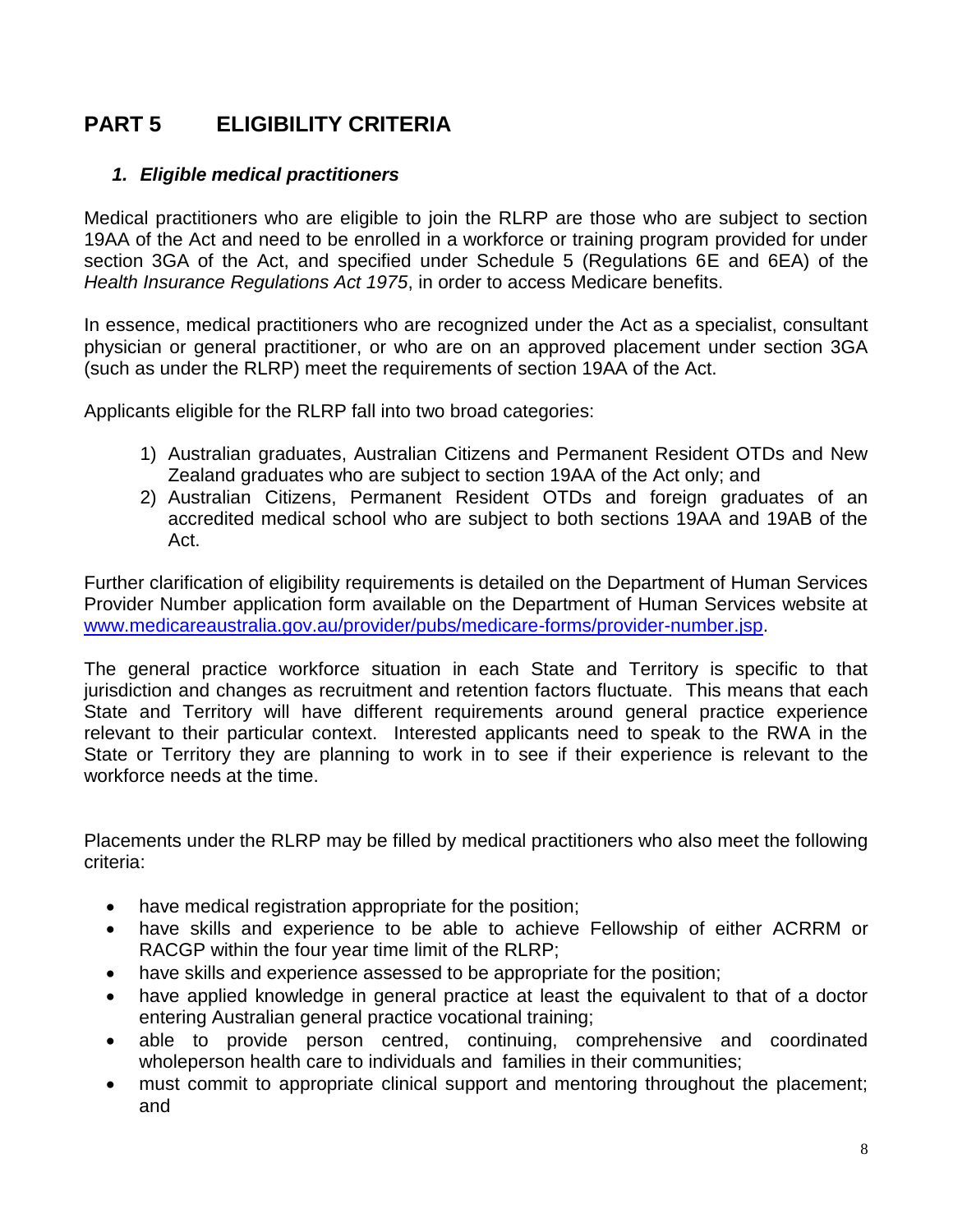# PART 5 ELIGIBILITY CRITERIA

### *1. Eligible medical practitioners*

Medical practitioners who are eligible to join the RLRP are those who are subject to section 19AA of the Act and need to be enrolled in a workforce or training program provided for under section 3GA of the Act, and specified under Schedule 5 (Regulations 6E and 6EA) of the *Health Insurance Regulations Act 1975*, in order to access Medicare benefits.

In essence, medical practitioners who are recognized under the Act as a specialist, consultant physician or general practitioner, or who are on an approved placement under section 3GA (such as under the RLRP) meet the requirements of section 19AA of the Act.

Applicants eligible for the RLRP fall into two broad categories:

1) Australian graduates, Australian Citizens and Permanent Resident OTDs and New Zealand graduates who are subject to section 19AA of the Act only; and
2) Australian Citizens, Permanent Resident OTDs and foreign graduates of an accredited medical school who are subject to both sections 19AA and 19AB of the Act.

Further clarification of eligibility requirements is detailed on the Department of Human Services Provider Number application form available on the Department of Human Services website at [www.medicareaustralia.gov.au/provider/pubs/medicare-forms/provider-number.jsp](www.medicareaustralia.gov.au/provider/pubs/medicare-forms/provider-number.jsp).

The general practice workforce situation in each State and Territory is specific to that jurisdiction and changes as recruitment and retention factors fluctuate. This means that each State and Territory will have different requirements around general practice experience relevant to their particular context. Interested applicants need to speak to the RWA in the State or Territory they are planning to work in to see if their experience is relevant to the workforce needs at the time.

Placements under the RLRP may be filled by medical practitioners who also meet the following criteria:

- have medical registration appropriate for the position;
- have skills and experience to be able to achieve Fellowship of either ACRRM or RACGP within the four year time limit of the RLRP;
- have skills and experience assessed to be appropriate for the position;
- have applied knowledge in general practice at least the equivalent to that of a doctor entering Australian general practice vocational training;
- able to provide person centred, continuing, comprehensive and coordinated wholeperson health care to individuals and families in their communities;
- must commit to appropriate clinical support and mentoring throughout the placement; and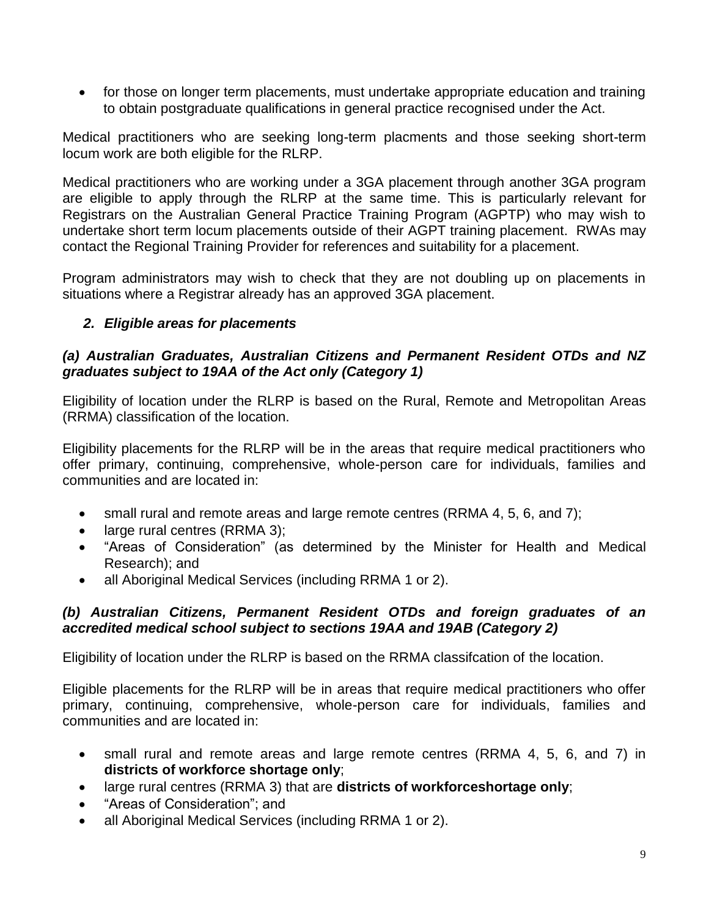- for those on longer term placements, must undertake appropriate education and training to obtain postgraduate qualifications in general practice recognised under the Act.

Medical practitioners who are seeking long-term placments and those seeking short-term locum work are both eligible for the RLRP.

Medical practitioners who are working under a 3GA placement through another 3GA program are eligible to apply through the RLRP at the same time. This is particularly relevant for Registrars on the Australian General Practice Training Program (AGPTP) who may wish to undertake short term locum placements outside of their AGPT training placement. RWAs may contact the Regional Training Provider for references and suitability for a placement.

Program administrators may wish to check that they are not doubling up on placements in situations where a Registrar already has an approved 3GA placement.

### *2. Eligible areas for placements*

#### *(a) Australian Graduates, Australian Citizens and Permanent Resident OTDs and NZ graduates subject to 19AA of the Act only (Category 1)*

Eligibility of location under the RLRP is based on the Rural, Remote and Metropolitan Areas (RRMA) classification of the location.

Eligibility placements for the RLRP will be in the areas that require medical practitioners who offer primary, continuing, comprehensive, whole-person care for individuals, families and communities and are located in:

- small rural and remote areas and large remote centres (RRMA 4, 5, 6, and 7);
- large rural centres (RRMA 3);
- "Areas of Consideration" (as determined by the Minister for Health and Medical Research); and
- all Aboriginal Medical Services (including RRMA 1 or 2).

#### *(b) Australian Citizens, Permanent Resident OTDs and foreign graduates of an accredited medical school subject to sections 19AA and 19AB (Category 2)*

Eligibility of location under the RLRP is based on the RRMA classifcation of the location.

Eligible placements for the RLRP will be in areas that require medical practitioners who offer primary, continuing, comprehensive, whole-person care for individuals, families and communities and are located in:

- small rural and remote areas and large remote centres (RRMA 4, 5, 6, and 7) in **districts of workforce shortage only**;
- large rural centres (RRMA 3) that are **districts of workforceshortage only**;
- "Areas of Consideration"; and
- all Aboriginal Medical Services (including RRMA 1 or 2).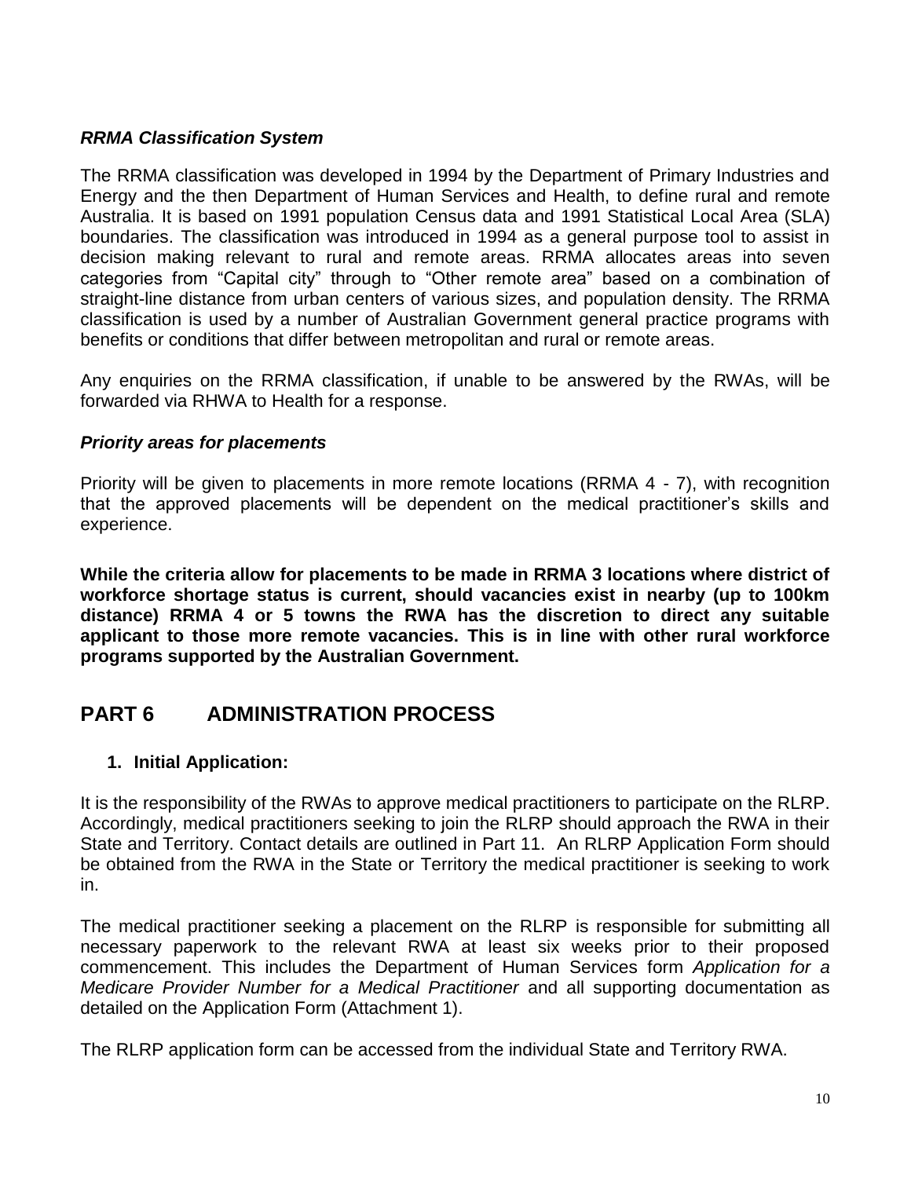***RRMA Classification System***

The RRMA classification was developed in 1994 by the Department of Primary Industries and Energy and the then Department of Human Services and Health, to define rural and remote Australia. It is based on 1991 population Census data and 1991 Statistical Local Area (SLA) boundaries. The classification was introduced in 1994 as a general purpose tool to assist in decision making relevant to rural and remote areas. RRMA allocates areas into seven categories from "Capital city" through to "Other remote area" based on a combination of straight-line distance from urban centers of various sizes, and population density. The RRMA classification is used by a number of Australian Government general practice programs with benefits or conditions that differ between metropolitan and rural or remote areas.

Any enquiries on the RRMA classification, if unable to be answered by the RWAs, will be forwarded via RHWA to Health for a response.

***Priority areas for placements***

Priority will be given to placements in more remote locations (RRMA 4 - 7), with recognition that the approved placements will be dependent on the medical practitioner's skills and experience.

**While the criteria allow for placements to be made in RRMA 3 locations where district of workforce shortage status is current, should vacancies exist in nearby (up to 100km distance) RRMA 4 or 5 towns the RWA has the discretion to direct any suitable applicant to those more remote vacancies. This is in line with other rural workforce programs supported by the Australian Government.**

## PART 6 ADMINISTRATION PROCESS

1. **Initial Application:**

It is the responsibility of the RWAs to approve medical practitioners to participate on the RLRP. Accordingly, medical practitioners seeking to join the RLRP should approach the RWA in their State and Territory. Contact details are outlined in Part 11. An RLRP Application Form should be obtained from the RWA in the State or Territory the medical practitioner is seeking to work in.

The medical practitioner seeking a placement on the RLRP is responsible for submitting all necessary paperwork to the relevant RWA at least six weeks prior to their proposed commencement. This includes the Department of Human Services form *Application for a Medicare Provider Number for a Medical Practitioner* and all supporting documentation as detailed on the Application Form (Attachment 1).

The RLRP application form can be accessed from the individual State and Territory RWA.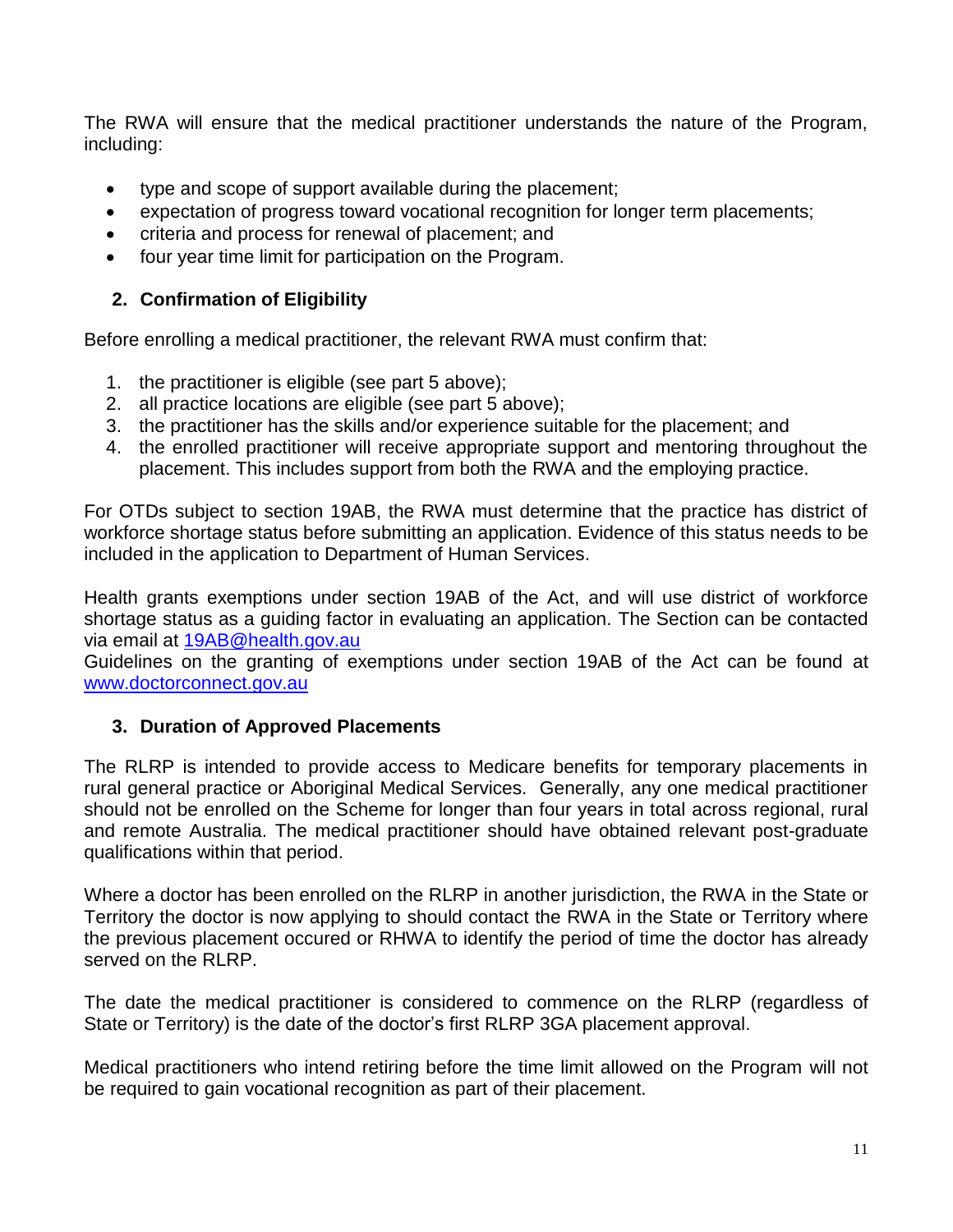The RWA will ensure that the medical practitioner understands the nature of the Program, including:

- type and scope of support available during the placement;
- expectation of progress toward vocational recognition for longer term placements;
- criteria and process for renewal of placement; and
- four year time limit for participation on the Program.

## 2. Confirmation of Eligibility

Before enrolling a medical practitioner, the relevant RWA must confirm that:

1. the practitioner is eligible (see part 5 above);
2. all practice locations are eligible (see part 5 above);
3. the practitioner has the skills and/or experience suitable for the placement; and
4. the enrolled practitioner will receive appropriate support and mentoring throughout the placement. This includes support from both the RWA and the employing practice.

For OTDs subject to section 19AB, the RWA must determine that the practice has district of workforce shortage status before submitting an application. Evidence of this status needs to be included in the application to Department of Human Services.

Health grants exemptions under section 19AB of the Act, and will use district of workforce shortage status as a guiding factor in evaluating an application. The Section can be contacted via email at [19AB@health.gov.au](mailto:19AB@health.gov.au)
Guidelines on the granting of exemptions under section 19AB of the Act can be found at [www.doctorconnect.gov.au](http://www.doctorconnect.gov.au)

## 3. Duration of Approved Placements

The RLRP is intended to provide access to Medicare benefits for temporary placements in rural general practice or Aboriginal Medical Services. Generally, any one medical practitioner should not be enrolled on the Scheme for longer than four years in total across regional, rural and remote Australia. The medical practitioner should have obtained relevant post-graduate qualifications within that period.

Where a doctor has been enrolled on the RLRP in another jurisdiction, the RWA in the State or Territory the doctor is now applying to should contact the RWA in the State or Territory where the previous placement occured or RHWA to identify the period of time the doctor has already served on the RLRP.

The date the medical practitioner is considered to commence on the RLRP (regardless of State or Territory) is the date of the doctor's first RLRP 3GA placement approval.

Medical practitioners who intend retiring before the time limit allowed on the Program will not be required to gain vocational recognition as part of their placement.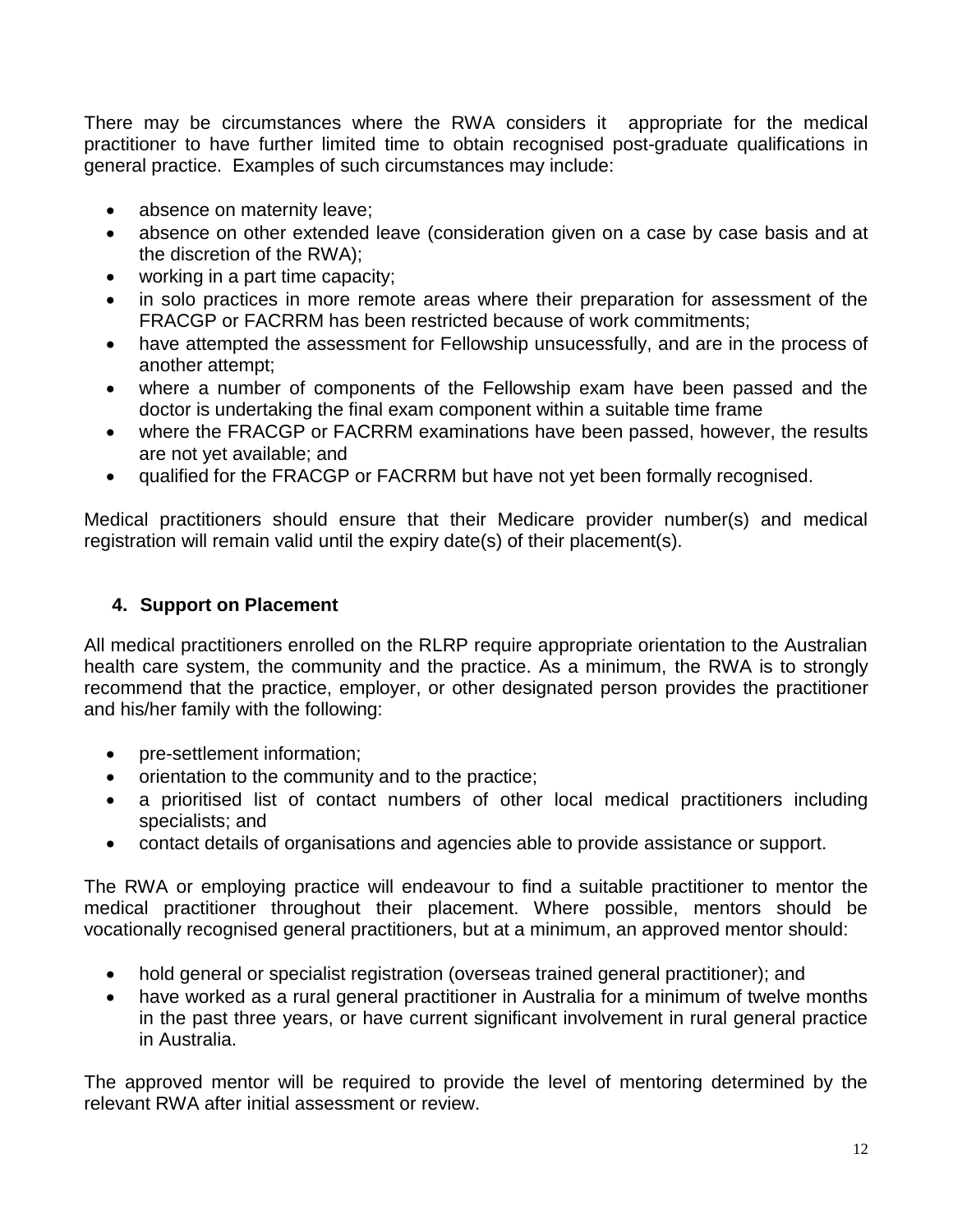There may be circumstances where the RWA considers it appropriate for the medical practitioner to have further limited time to obtain recognised post-graduate qualifications in general practice. Examples of such circumstances may include:

- absence on maternity leave;
- absence on other extended leave (consideration given on a case by case basis and at the discretion of the RWA);
- working in a part time capacity;
- in solo practices in more remote areas where their preparation for assessment of the FRACGP or FACRRM has been restricted because of work commitments;
- have attempted the assessment for Fellowship unsucessfully, and are in the process of another attempt;
- where a number of components of the Fellowship exam have been passed and the doctor is undertaking the final exam component within a suitable time frame
- where the FRACGP or FACRRM examinations have been passed, however, the results are not yet available; and
- qualified for the FRACGP or FACRRM but have not yet been formally recognised.

Medical practitioners should ensure that their Medicare provider number(s) and medical registration will remain valid until the expiry date(s) of their placement(s).

## 4. Support on Placement

All medical practitioners enrolled on the RLRP require appropriate orientation to the Australian health care system, the community and the practice. As a minimum, the RWA is to strongly recommend that the practice, employer, or other designated person provides the practitioner and his/her family with the following:

- pre-settlement information;
- orientation to the community and to the practice;
- a prioritised list of contact numbers of other local medical practitioners including specialists; and
- contact details of organisations and agencies able to provide assistance or support.

The RWA or employing practice will endeavour to find a suitable practitioner to mentor the medical practitioner throughout their placement. Where possible, mentors should be vocationally recognised general practitioners, but at a minimum, an approved mentor should:

- hold general or specialist registration (overseas trained general practitioner); and
- have worked as a rural general practitioner in Australia for a minimum of twelve months in the past three years, or have current significant involvement in rural general practice in Australia.

The approved mentor will be required to provide the level of mentoring determined by the relevant RWA after initial assessment or review.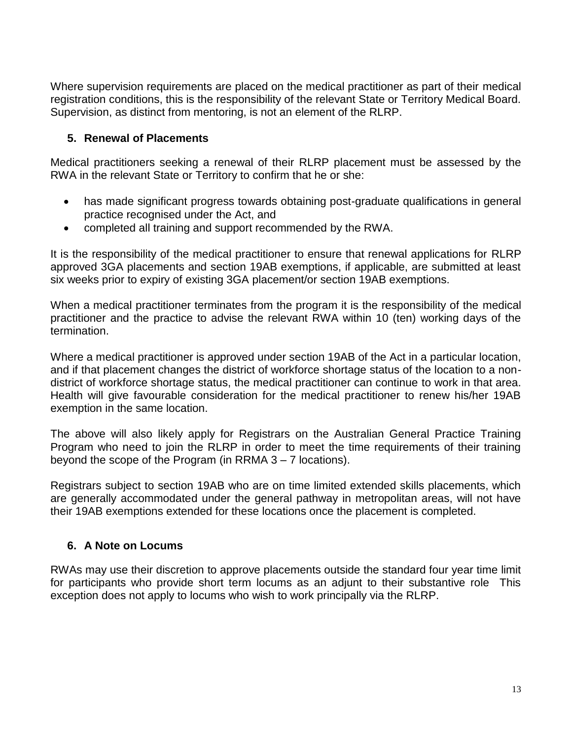Where supervision requirements are placed on the medical practitioner as part of their medical registration conditions, this is the responsibility of the relevant State or Territory Medical Board. Supervision, as distinct from mentoring, is not an element of the RLRP.

## 5. Renewal of Placements

Medical practitioners seeking a renewal of their RLRP placement must be assessed by the RWA in the relevant State or Territory to confirm that he or she:

- has made significant progress towards obtaining post-graduate qualifications in general practice recognised under the Act, and
- completed all training and support recommended by the RWA.

It is the responsibility of the medical practitioner to ensure that renewal applications for RLRP approved 3GA placements and section 19AB exemptions, if applicable, are submitted at least six weeks prior to expiry of existing 3GA placement/or section 19AB exemptions.

When a medical practitioner terminates from the program it is the responsibility of the medical practitioner and the practice to advise the relevant RWA within 10 (ten) working days of the termination.

Where a medical practitioner is approved under section 19AB of the Act in a particular location, and if that placement changes the district of workforce shortage status of the location to a non-district of workforce shortage status, the medical practitioner can continue to work in that area. Health will give favourable consideration for the medical practitioner to renew his/her 19AB exemption in the same location.

The above will also likely apply for Registrars on the Australian General Practice Training Program who need to join the RLRP in order to meet the time requirements of their training beyond the scope of the Program (in RRMA 3 – 7 locations).

Registrars subject to section 19AB who are on time limited extended skills placements, which are generally accommodated under the general pathway in metropolitan areas, will not have their 19AB exemptions extended for these locations once the placement is completed.

## 6. A Note on Locums

RWAs may use their discretion to approve placements outside the standard four year time limit for participants who provide short term locums as an adjunt to their substantive role  This exception does not apply to locums who wish to work principally via the RLRP.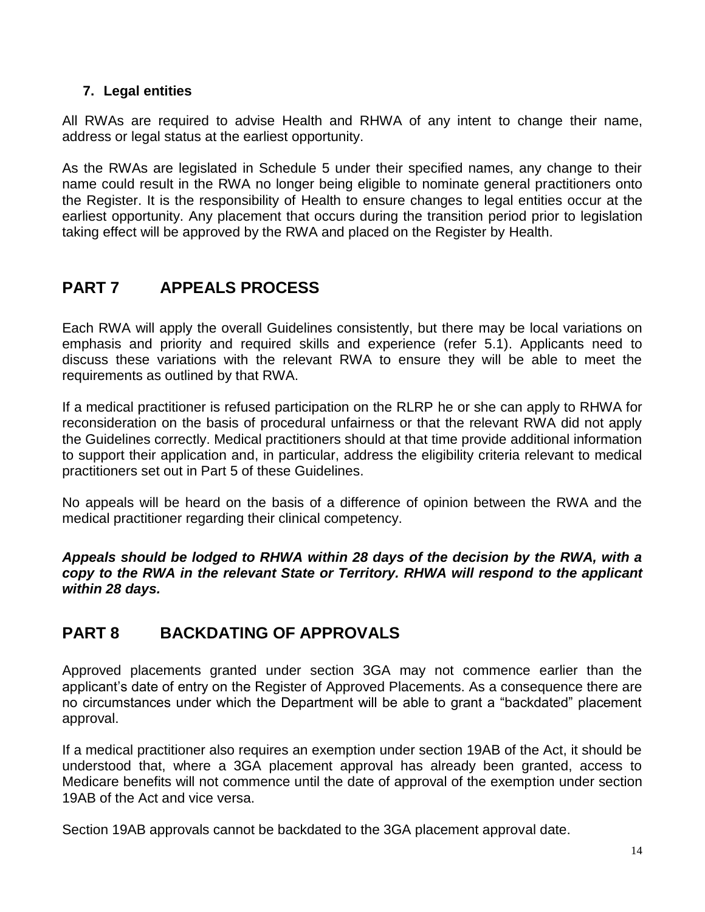### 7. Legal entities

All RWAs are required to advise Health and RHWA of any intent to change their name, address or legal status at the earliest opportunity.

As the RWAs are legislated in Schedule 5 under their specified names, any change to their name could result in the RWA no longer being eligible to nominate general practitioners onto the Register. It is the responsibility of Health to ensure changes to legal entities occur at the earliest opportunity. Any placement that occurs during the transition period prior to legislation taking effect will be approved by the RWA and placed on the Register by Health.

## PART 7 APPEALS PROCESS

Each RWA will apply the overall Guidelines consistently, but there may be local variations on emphasis and priority and required skills and experience (refer 5.1). Applicants need to discuss these variations with the relevant RWA to ensure they will be able to meet the requirements as outlined by that RWA.

If a medical practitioner is refused participation on the RLRP he or she can apply to RHWA for reconsideration on the basis of procedural unfairness or that the relevant RWA did not apply the Guidelines correctly. Medical practitioners should at that time provide additional information to support their application and, in particular, address the eligibility criteria relevant to medical practitioners set out in Part 5 of these Guidelines.

No appeals will be heard on the basis of a difference of opinion between the RWA and the medical practitioner regarding their clinical competency.

***Appeals should be lodged to RHWA within 28 days of the decision by the RWA, with a copy to the RWA in the relevant State or Territory. RHWA will respond to the applicant within 28 days.***

## PART 8 BACKDATING OF APPROVALS

Approved placements granted under section 3GA may not commence earlier than the applicant's date of entry on the Register of Approved Placements. As a consequence there are no circumstances under which the Department will be able to grant a "backdated" placement approval.

If a medical practitioner also requires an exemption under section 19AB of the Act, it should be understood that, where a 3GA placement approval has already been granted, access to Medicare benefits will not commence until the date of approval of the exemption under section 19AB of the Act and vice versa.

Section 19AB approvals cannot be backdated to the 3GA placement approval date.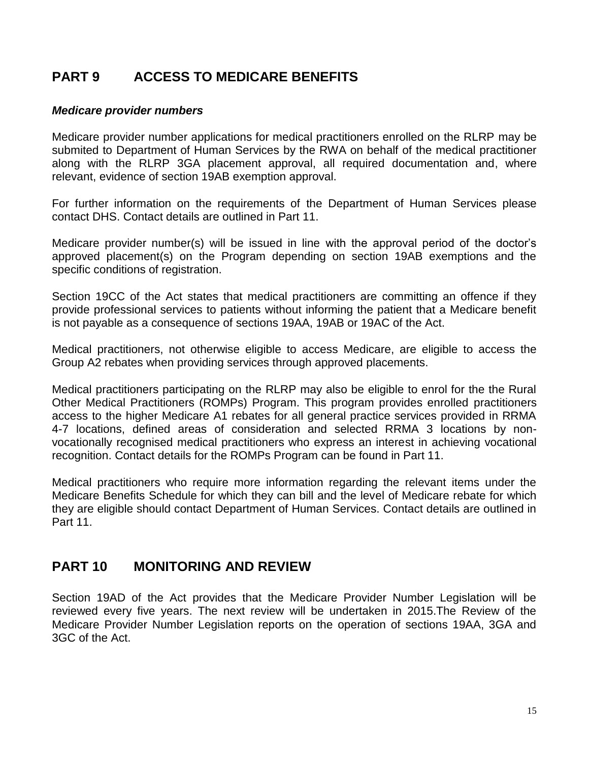## PART 9 ACCESS TO MEDICARE BENEFITS

***Medicare provider numbers***

Medicare provider number applications for medical practitioners enrolled on the RLRP may be submited to Department of Human Services by the RWA on behalf of the medical practitioner along with the RLRP 3GA placement approval, all required documentation and, where relevant, evidence of section 19AB exemption approval.

For further information on the requirements of the Department of Human Services please contact DHS. Contact details are outlined in Part 11.

Medicare provider number(s) will be issued in line with the approval period of the doctor's approved placement(s) on the Program depending on section 19AB exemptions and the specific conditions of registration.

Section 19CC of the Act states that medical practitioners are committing an offence if they provide professional services to patients without informing the patient that a Medicare benefit is not payable as a consequence of sections 19AA, 19AB or 19AC of the Act.

Medical practitioners, not otherwise eligible to access Medicare, are eligible to access the Group A2 rebates when providing services through approved placements.

Medical practitioners participating on the RLRP may also be eligible to enrol for the the Rural Other Medical Practitioners (ROMPs) Program. This program provides enrolled practitioners access to the higher Medicare A1 rebates for all general practice services provided in RRMA 4-7 locations, defined areas of consideration and selected RRMA 3 locations by non-vocationally recognised medical practitioners who express an interest in achieving vocational recognition. Contact details for the ROMPs Program can be found in Part 11.

Medical practitioners who require more information regarding the relevant items under the Medicare Benefits Schedule for which they can bill and the level of Medicare rebate for which they are eligible should contact Department of Human Services. Contact details are outlined in Part 11.

## PART 10 MONITORING AND REVIEW

Section 19AD of the Act provides that the Medicare Provider Number Legislation will be reviewed every five years. The next review will be undertaken in 2015.The Review of the Medicare Provider Number Legislation reports on the operation of sections 19AA, 3GA and 3GC of the Act.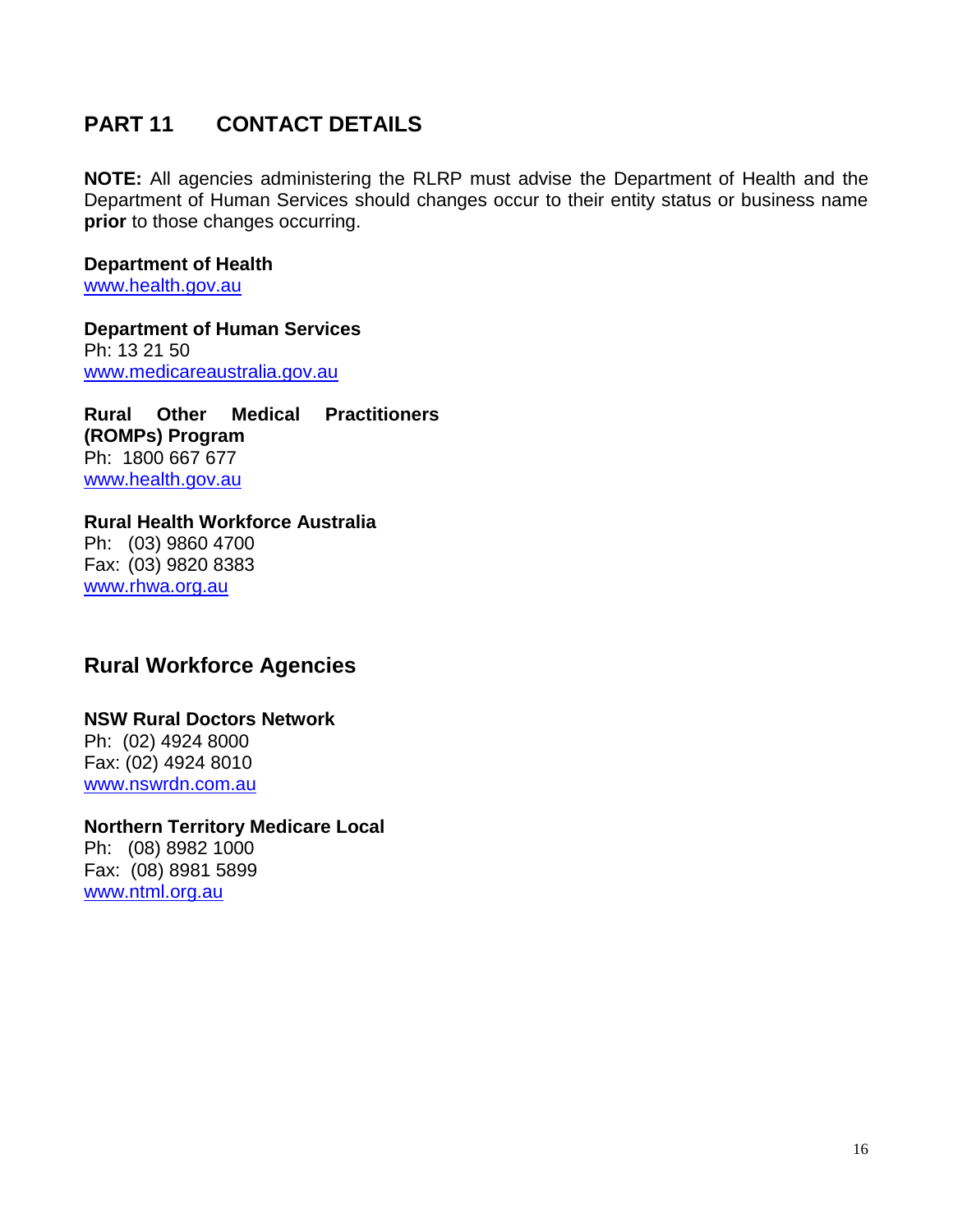# PART 11 CONTACT DETAILS

**NOTE:** All agencies administering the RLRP must advise the Department of Health and the Department of Human Services should changes occur to their entity status or business name **prior** to those changes occurring.

**Department of Health**
www.health.gov.au

**Department of Human Services**
Ph: 13 21 50
www.medicareaustralia.gov.au

**Rural Other Medical Practitioners (ROMPs) Program**
Ph: 1800 667 677
www.health.gov.au

**Rural Health Workforce Australia**
Ph: (03) 9860 4700
Fax: (03) 9820 8383
www.rhwa.org.au

## Rural Workforce Agencies

**NSW Rural Doctors Network**
Ph: (02) 4924 8000
Fax: (02) 4924 8010
www.nswrdn.com.au

**Northern Territory Medicare Local**
Ph: (08) 8982 1000
Fax: (08) 8981 5899
www.ntml.org.au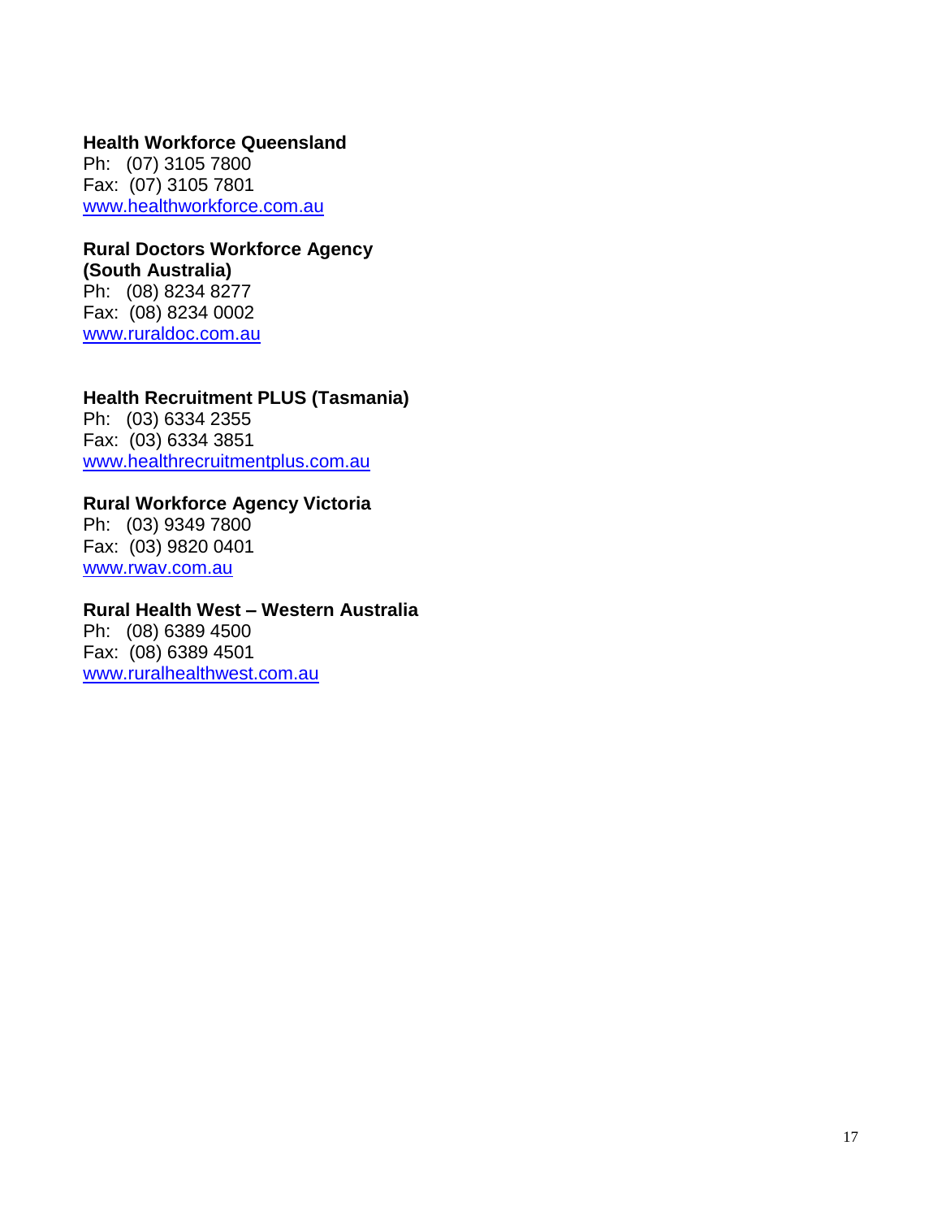**Health Workforce Queensland**
Ph: (07) 3105 7800
Fax: (07) 3105 7801
www.healthworkforce.com.au

**Rural Doctors Workforce Agency (South Australia)**
Ph: (08) 8234 8277
Fax: (08) 8234 0002
www.ruraldoc.com.au

**Health Recruitment PLUS (Tasmania)**
Ph: (03) 6334 2355
Fax: (03) 6334 3851
www.healthrecruitmentplus.com.au

**Rural Workforce Agency Victoria**
Ph: (03) 9349 7800
Fax: (03) 9820 0401
www.rwav.com.au

**Rural Health West – Western Australia**
Ph: (08) 6389 4500
Fax: (08) 6389 4501
www.ruralhealthwest.com.au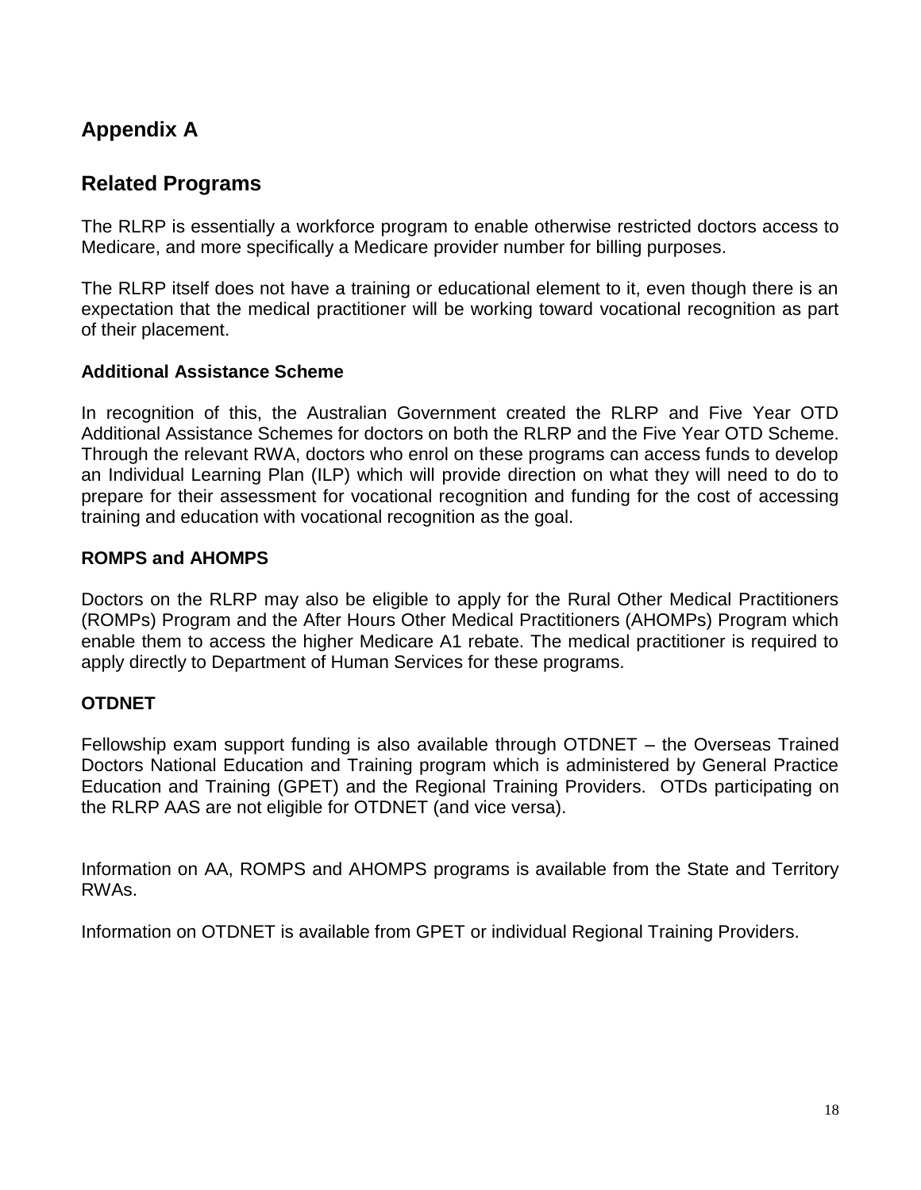# Appendix A

## Related Programs

The RLRP is essentially a workforce program to enable otherwise restricted doctors access to Medicare, and more specifically a Medicare provider number for billing purposes.

The RLRP itself does not have a training or educational element to it, even though there is an expectation that the medical practitioner will be working toward vocational recognition as part of their placement.

### Additional Assistance Scheme

In recognition of this, the Australian Government created the RLRP and Five Year OTD Additional Assistance Schemes for doctors on both the RLRP and the Five Year OTD Scheme. Through the relevant RWA, doctors who enrol on these programs can access funds to develop an Individual Learning Plan (ILP) which will provide direction on what they will need to do to prepare for their assessment for vocational recognition and funding for the cost of accessing training and education with vocational recognition as the goal.

### ROMPS and AHOMPS

Doctors on the RLRP may also be eligible to apply for the Rural Other Medical Practitioners (ROMPs) Program and the After Hours Other Medical Practitioners (AHOMPs) Program which enable them to access the higher Medicare A1 rebate. The medical practitioner is required to apply directly to Department of Human Services for these programs.

### OTDNET

Fellowship exam support funding is also available through OTDNET – the Overseas Trained Doctors National Education and Training program which is administered by General Practice Education and Training (GPET) and the Regional Training Providers. OTDs participating on the RLRP AAS are not eligible for OTDNET (and vice versa).

Information on AA, ROMPS and AHOMPS programs is available from the State and Territory RWAs.

Information on OTDNET is available from GPET or individual Regional Training Providers.